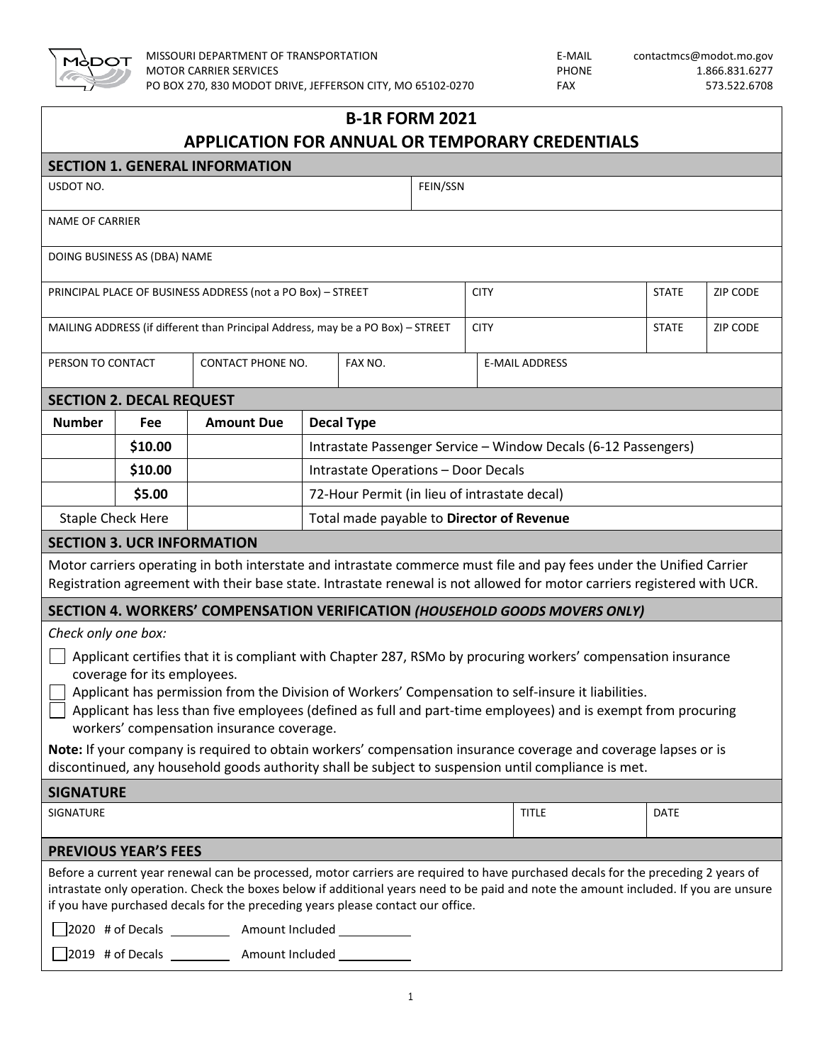MISSOURI DEPARTMENT OF TRANSPORTATION
MOTOR CARRIER SERVICES
PO BOX 270, 830 MODOT DRIVE, JEFFERSON CITY, MO 65102-0270

E-MAIL contactmcs@modot.mo.gov
PHONE 1.866.831.6277
FAX 573.522.6708

# B-1R FORM 2021
# APPLICATION FOR ANNUAL OR TEMPORARY CREDENTIALS

## SECTION 1. GENERAL INFORMATION

| USDOT NO. | FEIN/SSN |
|---|---|
| | |

NAME OF CARRIER

DOING BUSINESS AS (DBA) NAME

| PRINCIPAL PLACE OF BUSINESS ADDRESS (not a PO Box) – STREET | CITY | STATE | ZIP CODE |
|---|---|---|---|
| | | | |

| MAILING ADDRESS (if different than Principal Address, may be a PO Box) – STREET | CITY | STATE | ZIP CODE |
|---|---|---|---|
| | | | |

| PERSON TO CONTACT | CONTACT PHONE NO. | FAX NO. | E-MAIL ADDRESS |
|---|---|---|---|
| | | | |

## SECTION 2. DECAL REQUEST

| Number | Fee | Amount Due | Decal Type |
|---|---|---|---|
| | **$10.00** | | Intrastate Passenger Service – Window Decals (6-12 Passengers) |
| | **$10.00** | | Intrastate Operations – Door Decals |
| | **$5.00** | | 72-Hour Permit (in lieu of intrastate decal) |
| Staple Check Here | | | Total made payable to **Director of Revenue** |

## SECTION 3. UCR INFORMATION

Motor carriers operating in both interstate and intrastate commerce must file and pay fees under the Unified Carrier Registration agreement with their base state. Intrastate renewal is not allowed for motor carriers registered with UCR.

## SECTION 4. WORKERS' COMPENSATION VERIFICATION *(HOUSEHOLD GOODS MOVERS ONLY)*

*Check only one box:*

- ☐ Applicant certifies that it is compliant with Chapter 287, RSMo by procuring workers' compensation insurance coverage for its employees.
- ☐ Applicant has permission from the Division of Workers' Compensation to self-insure it liabilities.
- ☐ Applicant has less than five employees (defined as full and part-time employees) and is exempt from procuring workers' compensation insurance coverage.

**Note:** If your company is required to obtain workers' compensation insurance coverage and coverage lapses or is discontinued, any household goods authority shall be subject to suspension until compliance is met.

## SIGNATURE

| SIGNATURE | TITLE | DATE |
|---|---|---|
| | | |

## PREVIOUS YEAR'S FEES

Before a current year renewal can be processed, motor carriers are required to have purchased decals for the preceding 2 years of intrastate only operation. Check the boxes below if additional years need to be paid and note the amount included. If you are unsure if you have purchased decals for the preceding years please contact our office.

☐ 2020 # of Decals ________ Amount Included __________

☐ 2019 # of Decals ________ Amount Included __________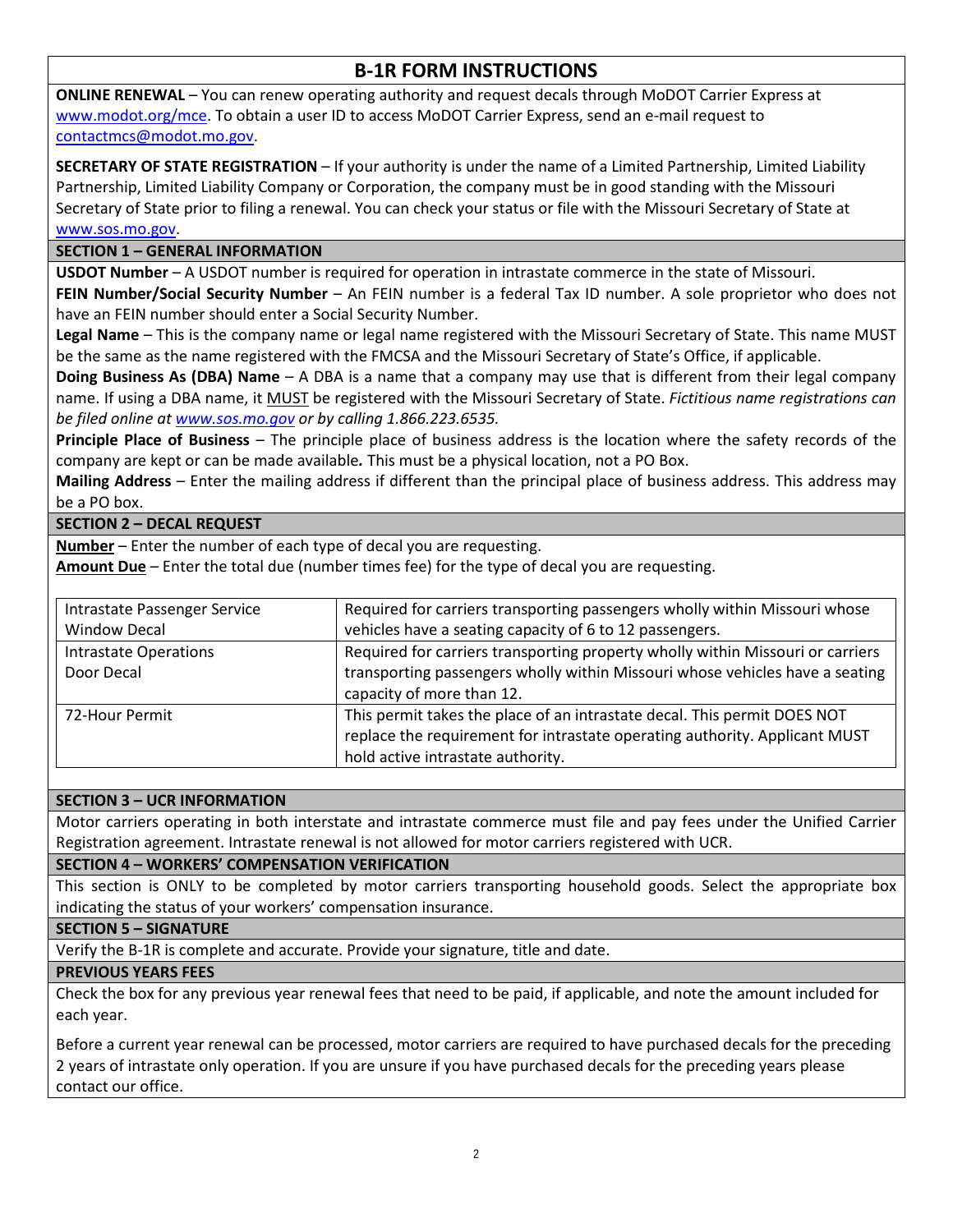# B-1R FORM INSTRUCTIONS

**ONLINE RENEWAL** – You can renew operating authority and request decals through MoDOT Carrier Express at www.modot.org/mce. To obtain a user ID to access MoDOT Carrier Express, send an e-mail request to contactmcs@modot.mo.gov.

**SECRETARY OF STATE REGISTRATION** – If your authority is under the name of a Limited Partnership, Limited Liability Partnership, Limited Liability Company or Corporation, the company must be in good standing with the Missouri Secretary of State prior to filing a renewal. You can check your status or file with the Missouri Secretary of State at www.sos.mo.gov.

## SECTION 1 – GENERAL INFORMATION

**USDOT Number** – A USDOT number is required for operation in intrastate commerce in the state of Missouri.

**FEIN Number/Social Security Number** – An FEIN number is a federal Tax ID number. A sole proprietor who does not have an FEIN number should enter a Social Security Number.

**Legal Name** – This is the company name or legal name registered with the Missouri Secretary of State. This name MUST be the same as the name registered with the FMCSA and the Missouri Secretary of State's Office, if applicable.

**Doing Business As (DBA) Name** – A DBA is a name that a company may use that is different from their legal company name. If using a DBA name, it MUST be registered with the Missouri Secretary of State. *Fictitious name registrations can be filed online at www.sos.mo.gov or by calling 1.866.223.6535.*

**Principle Place of Business** – The principle place of business address is the location where the safety records of the company are kept or can be made available**.** This must be a physical location, not a PO Box.

**Mailing Address** – Enter the mailing address if different than the principal place of business address. This address may be a PO box.

## SECTION 2 – DECAL REQUEST

**Number** – Enter the number of each type of decal you are requesting.

**Amount Due** – Enter the total due (number times fee) for the type of decal you are requesting.

| | |
|---|---|
| Intrastate Passenger Service Window Decal | Required for carriers transporting passengers wholly within Missouri whose vehicles have a seating capacity of 6 to 12 passengers. |
| Intrastate Operations Door Decal | Required for carriers transporting property wholly within Missouri or carriers transporting passengers wholly within Missouri whose vehicles have a seating capacity of more than 12. |
| 72-Hour Permit | This permit takes the place of an intrastate decal. This permit DOES NOT replace the requirement for intrastate operating authority. Applicant MUST hold active intrastate authority. |

## SECTION 3 – UCR INFORMATION

Motor carriers operating in both interstate and intrastate commerce must file and pay fees under the Unified Carrier Registration agreement. Intrastate renewal is not allowed for motor carriers registered with UCR.

## SECTION 4 – WORKERS' COMPENSATION VERIFICATION

This section is ONLY to be completed by motor carriers transporting household goods. Select the appropriate box indicating the status of your workers' compensation insurance.

## SECTION 5 – SIGNATURE

Verify the B-1R is complete and accurate. Provide your signature, title and date.

## PREVIOUS YEARS FEES

Check the box for any previous year renewal fees that need to be paid, if applicable, and note the amount included for each year.

Before a current year renewal can be processed, motor carriers are required to have purchased decals for the preceding 2 years of intrastate only operation. If you are unsure if you have purchased decals for the preceding years please contact our office.